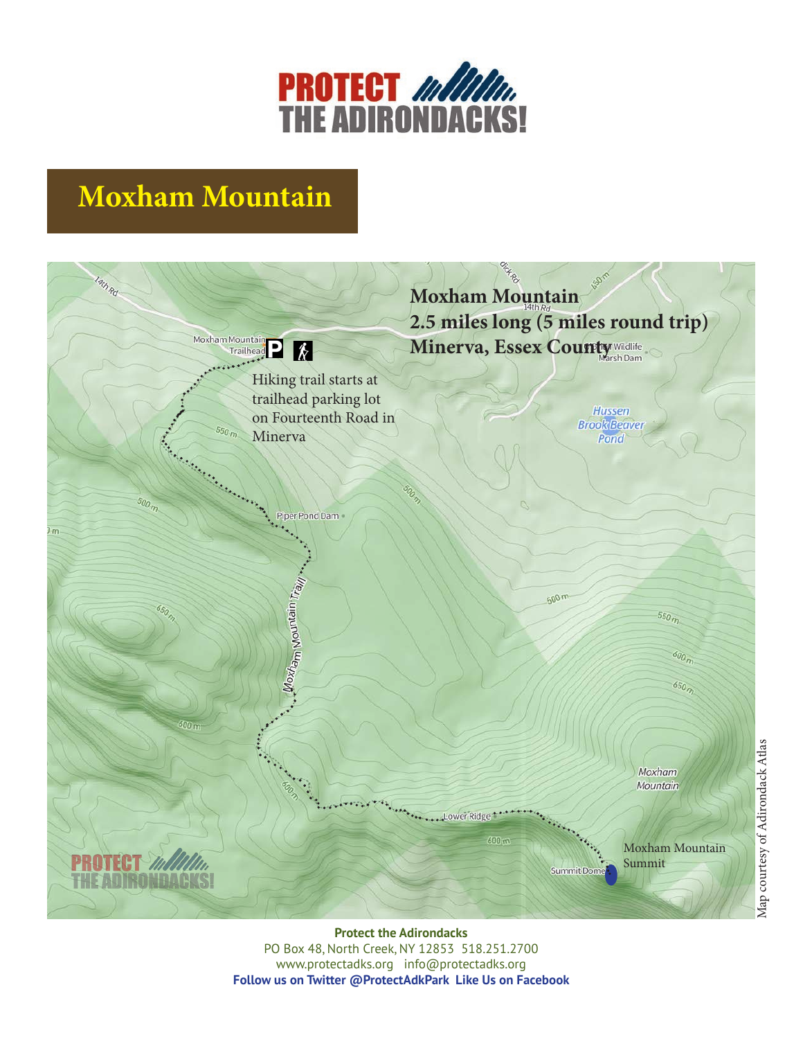PROTECT THE ADIRONDACKS!

# Moxham Mountain

**Moxham Mountain**
**2.5 miles long (5 miles round trip)**
**Minerva, Essex County**

Hiking trail starts at trailhead parking lot on Fourteenth Road in Minerva

Moxham Mountain Trailhead

Piper Pond Dam

Moxham Mountain Trail

Lower Ridge

Summit Dome

Moxham Mountain Summit

Moxham Mountain

Hussen Brook Beaver Pond

Map courtesy of Adirondack Atlas

**Protect the Adirondacks**
PO Box 48, North Creek, NY 12853 518.251.2700
www.protectadks.org info@protectadks.org
**Follow us on Twitter @ProtectAdkPark Like Us on Facebook**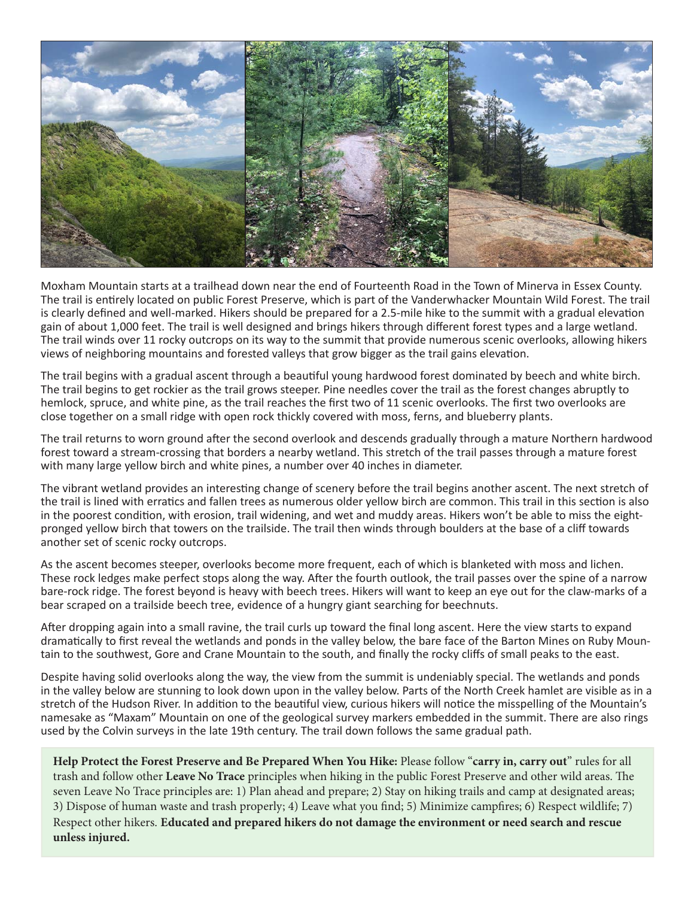Moxham Mountain starts at a trailhead down near the end of Fourteenth Road in the Town of Minerva in Essex County. The trail is entirely located on public Forest Preserve, which is part of the Vanderwhacker Mountain Wild Forest. The trail is clearly defined and well-marked. Hikers should be prepared for a 2.5-mile hike to the summit with a gradual elevation gain of about 1,000 feet. The trail is well designed and brings hikers through different forest types and a large wetland. The trail winds over 11 rocky outcrops on its way to the summit that provide numerous scenic overlooks, allowing hikers views of neighboring mountains and forested valleys that grow bigger as the trail gains elevation.

The trail begins with a gradual ascent through a beautiful young hardwood forest dominated by beech and white birch. The trail begins to get rockier as the trail grows steeper. Pine needles cover the trail as the forest changes abruptly to hemlock, spruce, and white pine, as the trail reaches the first two of 11 scenic overlooks. The first two overlooks are close together on a small ridge with open rock thickly covered with moss, ferns, and blueberry plants.

The trail returns to worn ground after the second overlook and descends gradually through a mature Northern hardwood forest toward a stream-crossing that borders a nearby wetland. This stretch of the trail passes through a mature forest with many large yellow birch and white pines, a number over 40 inches in diameter.

The vibrant wetland provides an interesting change of scenery before the trail begins another ascent. The next stretch of the trail is lined with erratics and fallen trees as numerous older yellow birch are common. This trail in this section is also in the poorest condition, with erosion, trail widening, and wet and muddy areas. Hikers won't be able to miss the eight-pronged yellow birch that towers on the trailside. The trail then winds through boulders at the base of a cliff towards another set of scenic rocky outcrops.

As the ascent becomes steeper, overlooks become more frequent, each of which is blanketed with moss and lichen. These rock ledges make perfect stops along the way. After the fourth outlook, the trail passes over the spine of a narrow bare-rock ridge. The forest beyond is heavy with beech trees. Hikers will want to keep an eye out for the claw-marks of a bear scraped on a trailside beech tree, evidence of a hungry giant searching for beechnuts.

After dropping again into a small ravine, the trail curls up toward the final long ascent. Here the view starts to expand dramatically to first reveal the wetlands and ponds in the valley below, the bare face of the Barton Mines on Ruby Mountain to the southwest, Gore and Crane Mountain to the south, and finally the rocky cliffs of small peaks to the east.

Despite having solid overlooks along the way, the view from the summit is undeniably special. The wetlands and ponds in the valley below are stunning to look down upon in the valley below. Parts of the North Creek hamlet are visible as in a stretch of the Hudson River. In addition to the beautiful view, curious hikers will notice the misspelling of the Mountain's namesake as "Maxam" Mountain on one of the geological survey markers embedded in the summit. There are also rings used by the Colvin surveys in the late 19th century. The trail down follows the same gradual path.

**Help Protect the Forest Preserve and Be Prepared When You Hike:** Please follow "**carry in, carry out**" rules for all trash and follow other **Leave No Trace** principles when hiking in the public Forest Preserve and other wild areas. The seven Leave No Trace principles are: 1) Plan ahead and prepare; 2) Stay on hiking trails and camp at designated areas; 3) Dispose of human waste and trash properly; 4) Leave what you find; 5) Minimize campfires; 6) Respect wildlife; 7) Respect other hikers. **Educated and prepared hikers do not damage the environment or need search and rescue unless injured.**